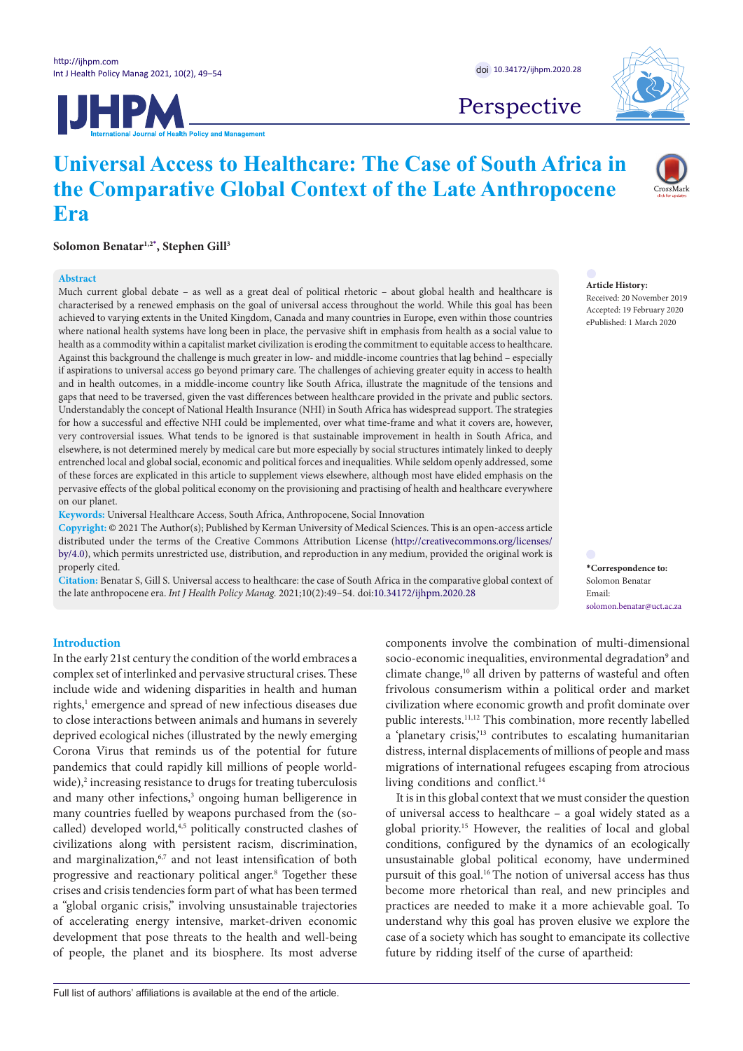Perspective

# Universal Access to Healthcare: The Case of South Africa in the Comparative Global Context of the Late Anthropocene Era

**Solomon Benatar**[1,2*]**, Stephen Gill**[3]

**Abstract**

Much current global debate – as well as a great deal of political rhetoric – about global health and healthcare is characterised by a renewed emphasis on the goal of universal access throughout the world. While this goal has been achieved to varying extents in the United Kingdom, Canada and many countries in Europe, even within those countries where national health systems have long been in place, the pervasive shift in emphasis from health as a social value to health as a commodity within a capitalist market civilization is eroding the commitment to equitable access to healthcare. Against this background the challenge is much greater in low- and middle-income countries that lag behind – especially if aspirations to universal access go beyond primary care. The challenges of achieving greater equity in access to health and in health outcomes, in a middle-income country like South Africa, illustrate the magnitude of the tensions and gaps that need to be traversed, given the vast differences between healthcare provided in the private and public sectors. Understandably the concept of National Health Insurance (NHI) in South Africa has widespread support. The strategies for how a successful and effective NHI could be implemented, over what time-frame and what it covers are, however, very controversial issues. What tends to be ignored is that sustainable improvement in health in South Africa, and elsewhere, is not determined merely by medical care but more especially by social structures intimately linked to deeply entrenched local and global social, economic and political forces and inequalities. While seldom openly addressed, some of these forces are explicated in this article to supplement views elsewhere, although most have elided emphasis on the pervasive effects of the global political economy on the provisioning and practising of health and healthcare everywhere on our planet.

**Keywords:** Universal Healthcare Access, South Africa, Anthropocene, Social Innovation

**Copyright:** © 2021 The Author(s); Published by Kerman University of Medical Sciences. This is an open-access article distributed under the terms of the Creative Commons Attribution License (http://creativecommons.org/licenses/by/4.0), which permits unrestricted use, distribution, and reproduction in any medium, provided the original work is properly cited.

**Citation:** Benatar S, Gill S. Universal access to healthcare: the case of South Africa in the comparative global context of the late anthropocene era. *Int J Health Policy Manag.* 2021;10(2):49–54. doi:10.34172/ijhpm.2020.28

**Article History:**
Received: 20 November 2019
Accepted: 19 February 2020
ePublished: 1 March 2020

***Correspondence to:**
Solomon Benatar
Email: solomon.benatar@uct.ac.za

## Introduction

In the early 21st century the condition of the world embraces a complex set of interlinked and pervasive structural crises. These include wide and widening disparities in health and human rights,[1] emergence and spread of new infectious diseases due to close interactions between animals and humans in severely deprived ecological niches (illustrated by the newly emerging Corona Virus that reminds us of the potential for future pandemics that could rapidly kill millions of people world-wide),[2] increasing resistance to drugs for treating tuberculosis and many other infections,[3] ongoing human belligerence in many countries fuelled by weapons purchased from the (so-called) developed world,[4,5] politically constructed clashes of civilizations along with persistent racism, discrimination, and marginalization,[6,7] and not least intensification of both progressive and reactionary political anger.[8] Together these crises and crisis tendencies form part of what has been termed a "global organic crisis," involving unsustainable trajectories of accelerating energy intensive, market-driven economic development that pose threats to the health and well-being of people, the planet and its biosphere. Its most adverse components involve the combination of multi-dimensional socio-economic inequalities, environmental degradation[9] and climate change,[10] all driven by patterns of wasteful and often frivolous consumerism within a political order and market civilization where economic growth and profit dominate over public interests.[11,12] This combination, more recently labelled a 'planetary crisis,'[13] contributes to escalating humanitarian distress, internal displacements of millions of people and mass migrations of international refugees escaping from atrocious living conditions and conflict.[14]

It is in this global context that we must consider the question of universal access to healthcare – a goal widely stated as a global priority.[15] However, the realities of local and global conditions, configured by the dynamics of an ecologically unsustainable global political economy, have undermined pursuit of this goal.[16] The notion of universal access has thus become more rhetorical than real, and new principles and practices are needed to make it a more achievable goal. To understand why this goal has proven elusive we explore the case of a society which has sought to emancipate its collective future by ridding itself of the curse of apartheid:

Full list of authors' affiliations is available at the end of the article.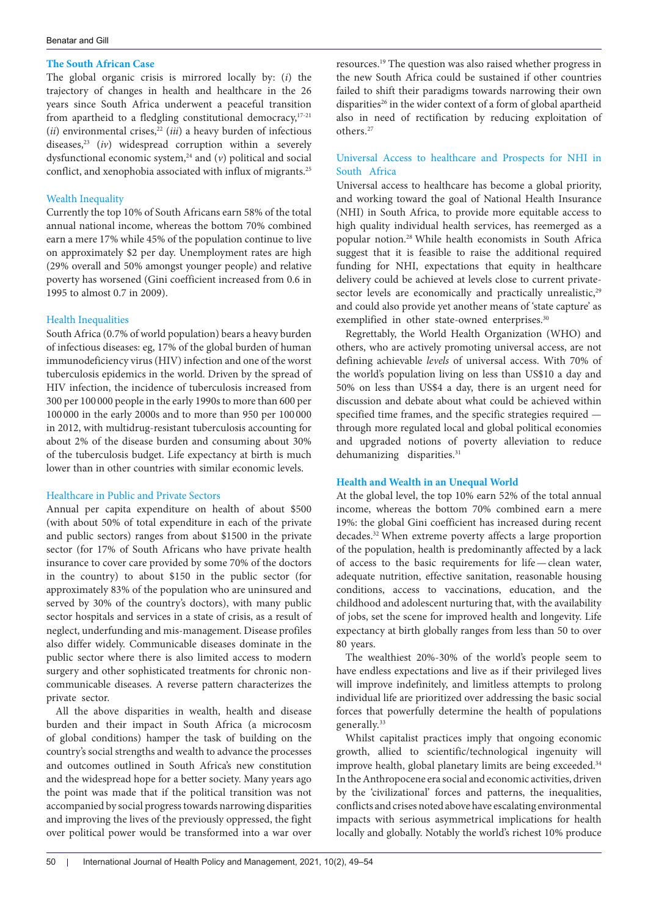## The South African Case

The global organic crisis is mirrored locally by: (*i*) the trajectory of changes in health and healthcare in the 26 years since South Africa underwent a peaceful transition from apartheid to a fledgling constitutional democracy,[17-21] (*ii*) environmental crises,[22] (*iii*) a heavy burden of infectious diseases,[23] (*iv*) widespread corruption within a severely dysfunctional economic system,[24] and (*v*) political and social conflict, and xenophobia associated with influx of migrants.[25]

### Wealth Inequality

Currently the top 10% of South Africans earn 58% of the total annual national income, whereas the bottom 70% combined earn a mere 17% while 45% of the population continue to live on approximately $2 per day. Unemployment rates are high (29% overall and 50% amongst younger people) and relative poverty has worsened (Gini coefficient increased from 0.6 in 1995 to almost 0.7 in 2009).

### Health Inequalities

South Africa (0.7% of world population) bears a heavy burden of infectious diseases: eg, 17% of the global burden of human immunodeficiency virus (HIV) infection and one of the worst tuberculosis epidemics in the world. Driven by the spread of HIV infection, the incidence of tuberculosis increased from 300 per 100 000 people in the early 1990s to more than 600 per 100 000 in the early 2000s and to more than 950 per 100 000 in 2012, with multidrug-resistant tuberculosis accounting for about 2% of the disease burden and consuming about 30% of the tuberculosis budget. Life expectancy at birth is much lower than in other countries with similar economic levels.

### Healthcare in Public and Private Sectors

Annual per capita expenditure on health of about $500 (with about 50% of total expenditure in each of the private and public sectors) ranges from about $1500 in the private sector (for 17% of South Africans who have private health insurance to cover care provided by some 70% of the doctors in the country) to about $150 in the public sector (for approximately 83% of the population who are uninsured and served by 30% of the country's doctors), with many public sector hospitals and services in a state of crisis, as a result of neglect, underfunding and mis-management. Disease profiles also differ widely. Communicable diseases dominate in the public sector where there is also limited access to modern surgery and other sophisticated treatments for chronic non-communicable diseases. A reverse pattern characterizes the private sector.

All the above disparities in wealth, health and disease burden and their impact in South Africa (a microcosm of global conditions) hamper the task of building on the country's social strengths and wealth to advance the processes and outcomes outlined in South Africa's new constitution and the widespread hope for a better society. Many years ago the point was made that if the political transition was not accompanied by social progress towards narrowing disparities and improving the lives of the previously oppressed, the fight over political power would be transformed into a war over resources.[19] The question was also raised whether progress in the new South Africa could be sustained if other countries failed to shift their paradigms towards narrowing their own disparities[26] in the wider context of a form of global apartheid also in need of rectification by reducing exploitation of others.[27]

### Universal Access to healthcare and Prospects for NHI in South Africa

Universal access to healthcare has become a global priority, and working toward the goal of National Health Insurance (NHI) in South Africa, to provide more equitable access to high quality individual health services, has reemerged as a popular notion.[28] While health economists in South Africa suggest that it is feasible to raise the additional required funding for NHI, expectations that equity in healthcare delivery could be achieved at levels close to current private-sector levels are economically and practically unrealistic,[29] and could also provide yet another means of 'state capture' as exemplified in other state-owned enterprises.[30]

Regrettably, the World Health Organization (WHO) and others, who are actively promoting universal access, are not defining achievable *levels* of universal access. With 70% of the world's population living on less than US$10 a day and 50% on less than US$4 a day, there is an urgent need for discussion and debate about what could be achieved within specified time frames, and the specific strategies required — through more regulated local and global political economies and upgraded notions of poverty alleviation to reduce dehumanizing disparities.[31]

## Health and Wealth in an Unequal World

At the global level, the top 10% earn 52% of the total annual income, whereas the bottom 70% combined earn a mere 19%: the global Gini coefficient has increased during recent decades.[32] When extreme poverty affects a large proportion of the population, health is predominantly affected by a lack of access to the basic requirements for life — clean water, adequate nutrition, effective sanitation, reasonable housing conditions, access to vaccinations, education, and the childhood and adolescent nurturing that, with the availability of jobs, set the scene for improved health and longevity. Life expectancy at birth globally ranges from less than 50 to over 80 years.

The wealthiest 20%-30% of the world's people seem to have endless expectations and live as if their privileged lives will improve indefinitely, and limitless attempts to prolong individual life are prioritized over addressing the basic social forces that powerfully determine the health of populations generally.[33]

Whilst capitalist practices imply that ongoing economic growth, allied to scientific/technological ingenuity will improve health, global planetary limits are being exceeded.[34] In the Anthropocene era social and economic activities, driven by the 'civilizational' forces and patterns, the inequalities, conflicts and crises noted above have escalating environmental impacts with serious asymmetrical implications for health locally and globally. Notably the world's richest 10% produce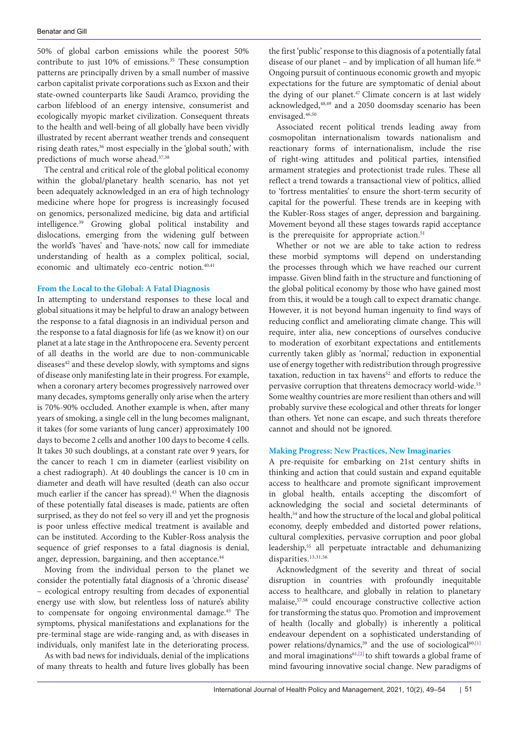50% of global carbon emissions while the poorest 50% contribute to just 10% of emissions.[35] These consumption patterns are principally driven by a small number of massive carbon capitalist private corporations such as Exxon and their state-owned counterparts like Saudi Aramco, providing the carbon lifeblood of an energy intensive, consumerist and ecologically myopic market civilization. Consequent threats to the health and well-being of all globally have been vividly illustrated by recent aberrant weather trends and consequent rising death rates,[36] most especially in the 'global south,' with predictions of much worse ahead.[37,38]

The central and critical role of the global political economy within the global/planetary health scenario, has not yet been adequately acknowledged in an era of high technology medicine where hope for progress is increasingly focused on genomics, personalized medicine, big data and artificial intelligence.[39] Growing global political instability and dislocations, emerging from the widening gulf between the world's 'haves' and 'have-nots,' now call for immediate understanding of health as a complex political, social, economic and ultimately eco-centric notion.[40,41]

## From the Local to the Global: A Fatal Diagnosis

In attempting to understand responses to these local and global situations it may be helpful to draw an analogy between the response to a fatal diagnosis in an individual person and the response to a fatal diagnosis for life (as we know it) on our planet at a late stage in the Anthropocene era. Seventy percent of all deaths in the world are due to non-communicable diseases[42] and these develop slowly, with symptoms and signs of disease only manifesting late in their progress. For example, when a coronary artery becomes progressively narrowed over many decades, symptoms generally only arise when the artery is 70%-90% occluded. Another example is when, after many years of smoking, a single cell in the lung becomes malignant, it takes (for some variants of lung cancer) approximately 100 days to become 2 cells and another 100 days to become 4 cells. It takes 30 such doublings, at a constant rate over 9 years, for the cancer to reach 1 cm in diameter (earliest visibility on a chest radiograph). At 40 doublings the cancer is 10 cm in diameter and death will have resulted (death can also occur much earlier if the cancer has spread).[43] When the diagnosis of these potentially fatal diseases is made, patients are often surprised, as they do not feel so very ill and yet the prognosis is poor unless effective medical treatment is available and can be instituted. According to the Kubler-Ross analysis the sequence of grief responses to a fatal diagnosis is denial, anger, depression, bargaining, and then acceptance.[44]

Moving from the individual person to the planet we consider the potentially fatal diagnosis of a 'chronic disease' – ecological entropy resulting from decades of exponential energy use with slow, but relentless loss of nature's ability to compensate for ongoing environmental damage.[45] The symptoms, physical manifestations and explanations for the pre-terminal stage are wide-ranging and, as with diseases in individuals, only manifest late in the deteriorating process.

As with bad news for individuals, denial of the implications of many threats to health and future lives globally has been the first 'public' response to this diagnosis of a potentially fatal disease of our planet – and by implication of all human life.[46] Ongoing pursuit of continuous economic growth and myopic expectations for the future are symptomatic of denial about the dying of our planet.[47] Climate concern is at last widely acknowledged,[48,49] and a 2050 doomsday scenario has been envisaged.[46,50]

Associated recent political trends leading away from cosmopolitan internationalism towards nationalism and reactionary forms of internationalism, include the rise of right-wing attitudes and political parties, intensified armament strategies and protectionist trade rules. These all reflect a trend towards a transactional view of politics, allied to 'fortress mentalities' to ensure the short-term security of capital for the powerful. These trends are in keeping with the Kubler-Ross stages of anger, depression and bargaining. Movement beyond all these stages towards rapid acceptance is the prerequisite for appropriate action.[51]

Whether or not we are able to take action to redress these morbid symptoms will depend on understanding the processes through which we have reached our current impasse. Given blind faith in the structure and functioning of the global political economy by those who have gained most from this, it would be a tough call to expect dramatic change. However, it is not beyond human ingenuity to find ways of reducing conflict and ameliorating climate change. This will require, inter alia, new conceptions of ourselves conducive to moderation of exorbitant expectations and entitlements currently taken glibly as 'normal,' reduction in exponential use of energy together with redistribution through progressive taxation, reduction in tax havens[52] and efforts to reduce the pervasive corruption that threatens democracy world-wide.[53] Some wealthy countries are more resilient than others and will probably survive these ecological and other threats for longer than others. Yet none can escape, and such threats therefore cannot and should not be ignored.

## Making Progress: New Practices, New Imaginaries

A pre-requisite for embarking on 21st century shifts in thinking and action that could sustain and expand equitable access to healthcare and promote significant improvement in global health, entails accepting the discomfort of acknowledging the social and societal determinants of health,[54] and how the structure of the local and global political economy, deeply embedded and distorted power relations, cultural complexities, pervasive corruption and poor global leadership,[55] all perpetuate intractable and dehumanizing disparities.[13,31,56]

Acknowledgment of the severity and threat of social disruption in countries with profoundly inequitable access to healthcare, and globally in relation to planetary malaise,[57,58] could encourage constructive collective action for transforming the status quo. Promotion and improvement of health (locally and globally) is inherently a political endeavour dependent on a sophisticated understanding of power relations/dynamics,[59] and the use of sociological[60,[1]] and moral imaginations[61,[2]] to shift towards a global frame of mind favouring innovative social change. New paradigms of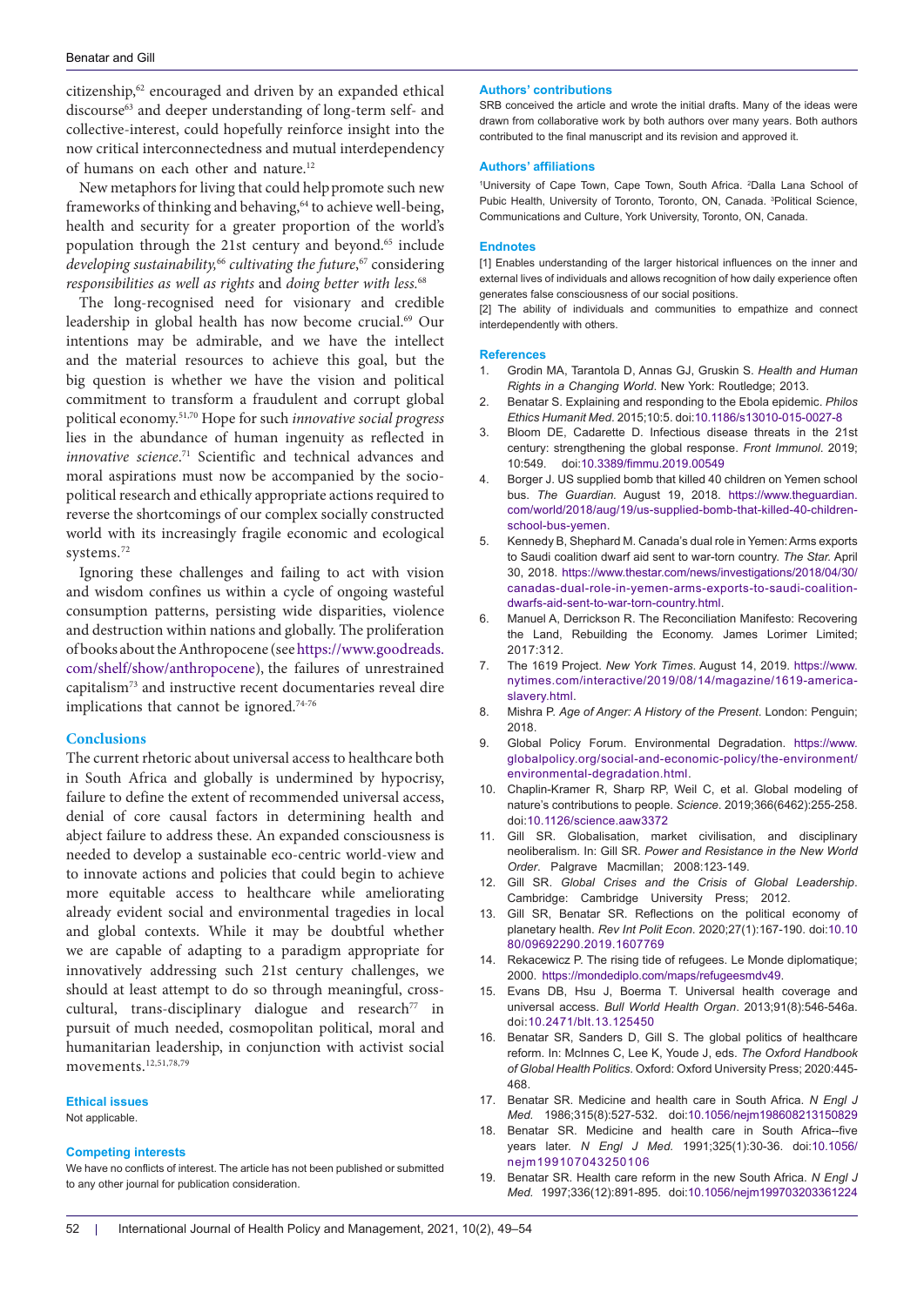citizenship,[62] encouraged and driven by an expanded ethical discourse[63] and deeper understanding of long-term self- and collective-interest, could hopefully reinforce insight into the now critical interconnectedness and mutual interdependency of humans on each other and nature.[12]

New metaphors for living that could help promote such new frameworks of thinking and behaving,[64] to achieve well-being, health and security for a greater proportion of the world's population through the 21st century and beyond.[65] include *developing sustainability,*[66] *cultivating the future*,[67] considering *responsibilities as well as rights* and *doing better with less.*[68]

The long-recognised need for visionary and credible leadership in global health has now become crucial.[69] Our intentions may be admirable, and we have the intellect and the material resources to achieve this goal, but the big question is whether we have the vision and political commitment to transform a fraudulent and corrupt global political economy.[51,70] Hope for such *innovative social progress* lies in the abundance of human ingenuity as reflected in *innovative science*.[71] Scientific and technical advances and moral aspirations must now be accompanied by the socio-political research and ethically appropriate actions required to reverse the shortcomings of our complex socially constructed world with its increasingly fragile economic and ecological systems.[72]

Ignoring these challenges and failing to act with vision and wisdom confines us within a cycle of ongoing wasteful consumption patterns, persisting wide disparities, violence and destruction within nations and globally. The proliferation of books about the Anthropocene (see https://www.goodreads.com/shelf/show/anthropocene), the failures of unrestrained capitalism[73] and instructive recent documentaries reveal dire implications that cannot be ignored.[74-76]

## Conclusions

The current rhetoric about universal access to healthcare both in South Africa and globally is undermined by hypocrisy, failure to define the extent of recommended universal access, denial of core causal factors in determining health and abject failure to address these. An expanded consciousness is needed to develop a sustainable eco-centric world-view and to innovate actions and policies that could begin to achieve more equitable access to healthcare while ameliorating already evident social and environmental tragedies in local and global contexts. While it may be doubtful whether we are capable of adapting to a paradigm appropriate for innovatively addressing such 21st century challenges, we should at least attempt to do so through meaningful, cross-cultural, trans-disciplinary dialogue and research[77] in pursuit of much needed, cosmopolitan political, moral and humanitarian leadership, in conjunction with activist social movements.[12,51,78,79]

### Ethical issues

Not applicable.

### Competing interests

We have no conflicts of interest. The article has not been published or submitted to any other journal for publication consideration.

### Authors' contributions

SRB conceived the article and wrote the initial drafts. Many of the ideas were drawn from collaborative work by both authors over many years. Both authors contributed to the final manuscript and its revision and approved it.

### Authors' affiliations

[1]University of Cape Town, Cape Town, South Africa. [2]Dalla Lana School of Pubic Health, University of Toronto, Toronto, ON, Canada. [3]Political Science, Communications and Culture, York University, Toronto, ON, Canada.

### Endnotes

[1] Enables understanding of the larger historical influences on the inner and external lives of individuals and allows recognition of how daily experience often generates false consciousness of our social positions.

[2] The ability of individuals and communities to empathize and connect interdependently with others.

### References

1. Grodin MA, Tarantola D, Annas GJ, Gruskin S. *Health and Human Rights in a Changing World*. New York: Routledge; 2013.
2. Benatar S. Explaining and responding to the Ebola epidemic. *Philos Ethics Humanit Med*. 2015;10:5. doi:10.1186/s13010-015-0027-8
3. Bloom DE, Cadarette D. Infectious disease threats in the 21st century: strengthening the global response. *Front Immunol*. 2019; 10:549. doi:10.3389/fimmu.2019.00549
4. Borger J. US supplied bomb that killed 40 children on Yemen school bus. *The Guardian*. August 19, 2018. https://www.theguardian.com/world/2018/aug/19/us-supplied-bomb-that-killed-40-children-school-bus-yemen.
5. Kennedy B, Shephard M. Canada's dual role in Yemen: Arms exports to Saudi coalition dwarf aid sent to war-torn country. *The Star*. April 30, 2018. https://www.thestar.com/news/investigations/2018/04/30/canadas-dual-role-in-yemen-arms-exports-to-saudi-coalition-dwarfs-aid-sent-to-war-torn-country.html.
6. Manuel A, Derrickson R. The Reconciliation Manifesto: Recovering the Land, Rebuilding the Economy. James Lorimer Limited; 2017:312.
7. The 1619 Project. *New York Times*. August 14, 2019. https://www.nytimes.com/interactive/2019/08/14/magazine/1619-america-slavery.html.
8. Mishra P. *Age of Anger: A History of the Present*. London: Penguin; 2018.
9. Global Policy Forum. Environmental Degradation. https://www.globalpolicy.org/social-and-economic-policy/the-environment/environmental-degradation.html.
10. Chaplin-Kramer R, Sharp RP, Weil C, et al. Global modeling of nature's contributions to people. *Science*. 2019;366(6462):255-258. doi:10.1126/science.aaw3372
11. Gill SR. Globalisation, market civilisation, and disciplinary neoliberalism. In: Gill SR. *Power and Resistance in the New World Order*. Palgrave Macmillan; 2008:123-149.
12. Gill SR. *Global Crises and the Crisis of Global Leadership*. Cambridge: Cambridge University Press; 2012.
13. Gill SR, Benatar SR. Reflections on the political economy of planetary health. *Rev Int Polit Econ*. 2020;27(1):167-190. doi:10.1080/09692290.2019.1607769
14. Rekacewicz P. The rising tide of refugees. Le Monde diplomatique; 2000. https://mondediplo.com/maps/refugeesmdv49.
15. Evans DB, Hsu J, Boerma T. Universal health coverage and universal access. *Bull World Health Organ*. 2013;91(8):546-546a. doi:10.2471/blt.13.125450
16. Benatar SR, Sanders D, Gill S. The global politics of healthcare reform. In: McInnes C, Lee K, Youde J, eds. *The Oxford Handbook of Global Health Politics*. Oxford: Oxford University Press; 2020:445-468.
17. Benatar SR. Medicine and health care in South Africa. *N Engl J Med*. 1986;315(8):527-532. doi:10.1056/nejm198608213150829
18. Benatar SR. Medicine and health care in South Africa--five years later. *N Engl J Med*. 1991;325(1):30-36. doi:10.1056/nejm199107043250106
19. Benatar SR. Health care reform in the new South Africa. *N Engl J Med*. 1997;336(12):891-895. doi:10.1056/nejm199703203361224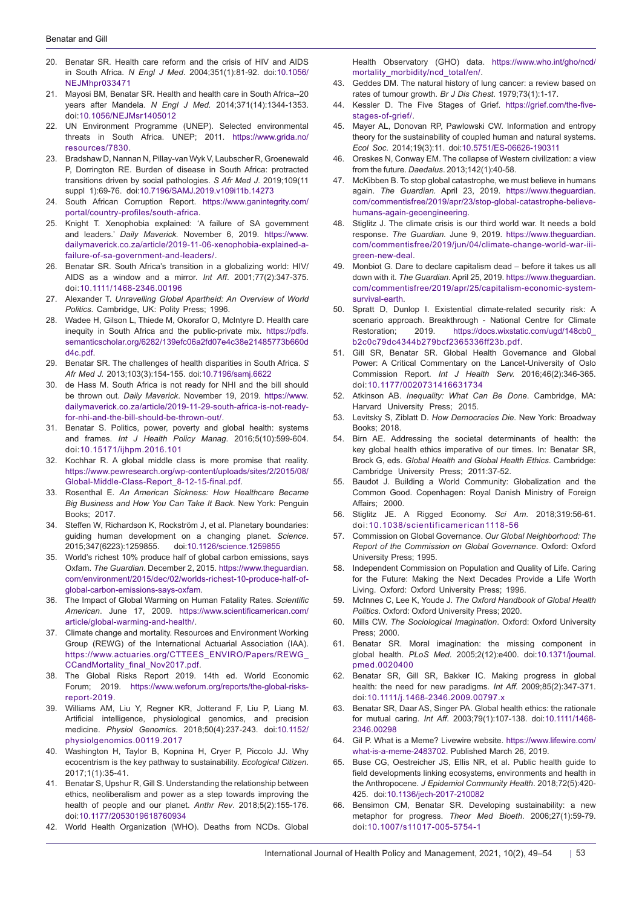20. Benatar SR. Health care reform and the crisis of HIV and AIDS in South Africa. *N Engl J Med*. 2004;351(1):81-92. doi:10.1056/NEJMhpr033471
21. Mayosi BM, Benatar SR. Health and health care in South Africa--20 years after Mandela. *N Engl J Med.* 2014;371(14):1344-1353. doi:10.1056/NEJMsr1405012
22. UN Environment Programme (UNEP). Selected environmental threats in South Africa. UNEP; 2011. https://www.grida.no/resources/7830.
23. Bradshaw D, Nannan N, Pillay-van Wyk V, Laubscher R, Groenewald P, Dorrington RE. Burden of disease in South Africa: protracted transitions driven by social pathologies. *S Afr Med J*. 2019;109(11 suppl 1):69-76. doi:10.7196/SAMJ.2019.v109i11b.14273
24. South African Corruption Report. https://www.ganintegrity.com/portal/country-profiles/south-africa.
25. Knight T. Xenophobia explained: 'A failure of SA government and leaders.' *Daily Maverick.* November 6, 2019. https://www.dailymaverick.co.za/article/2019-11-06-xenophobia-explained-a-failure-of-sa-government-and-leaders/.
26. Benatar SR. South Africa's transition in a globalizing world: HIV/AIDS as a window and a mirror. *Int Aff*. 2001;77(2):347-375. doi:10.1111/1468-2346.00196
27. Alexander T. *Unravelling Global Apartheid: An Overview of World Politics*. Cambridge, UK: Polity Press; 1996.
28. Wadee H, Gilson L, Thiede M, Okorafor O, McIntyre D. Health care inequity in South Africa and the public-private mix. https://pdfs.semanticscholar.org/6282/139efc06a2fd07e4c38e21485773b660dd4c.pdf.
29. Benatar SR. The challenges of health disparities in South Africa. *S Afr Med J*. 2013;103(3):154-155. doi:10.7196/samj.6622
30. de Hass M. South Africa is not ready for NHI and the bill should be thrown out. *Daily Maverick*. November 19, 2019. https://www.dailymaverick.co.za/article/2019-11-29-south-africa-is-not-ready-for-nhi-and-the-bill-should-be-thrown-out/.
31. Benatar S. Politics, power, poverty and global health: systems and frames. *Int J Health Policy Manag*. 2016;5(10):599-604. doi:10.15171/ijhpm.2016.101
32. Kochhar R. A global middle class is more promise that reality. https://www.pewresearch.org/wp-content/uploads/sites/2/2015/08/Global-Middle-Class-Report_8-12-15-final.pdf.
33. Rosenthal E. *An American Sickness: How Healthcare Became Big Business and How You Can Take It Back*. New York: Penguin Books; 2017.
34. Steffen W, Richardson K, Rockström J, et al. Planetary boundaries: guiding human development on a changing planet. *Science*. 2015;347(6223):1259855. doi:10.1126/science.1259855
35. World's richest 10% produce half of global carbon emissions, says Oxfam. *The Guardian*. December 2, 2015. https://www.theguardian.com/environment/2015/dec/02/worlds-richest-10-produce-half-of-global-carbon-emissions-says-oxfam.
36. The Impact of Global Warming on Human Fatality Rates. *Scientific American*. June 17, 2009. https://www.scientificamerican.com/article/global-warming-and-health/.
37. Climate change and mortality. Resources and Environment Working Group (REWG) of the International Actuarial Association (IAA). https://www.actuaries.org/CTTEES_ENVIRO/Papers/REWG_CCandMortality_final_Nov2017.pdf.
38. The Global Risks Report 2019. 14th ed. World Economic Forum; 2019. https://www.weforum.org/reports/the-global-risks-report-2019.
39. Williams AM, Liu Y, Regner KR, Jotterand F, Liu P, Liang M. Artificial intelligence, physiological genomics, and precision medicine. *Physiol Genomics*. 2018;50(4):237-243. doi:10.1152/physiolgenomics.00119.2017
40. Washington H, Taylor B, Kopnina H, Cryer P, Piccolo JJ. Why ecocentrism is the key pathway to sustainability. *Ecological Citizen*. 2017;1(1):35-41.
41. Benatar S, Upshur R, Gill S. Understanding the relationship between ethics, neoliberalism and power as a step towards improving the health of people and our planet. *Anthr Rev*. 2018;5(2):155-176. doi:10.1177/2053019618760934
42. World Health Organization (WHO). Deaths from NCDs. Global Health Observatory (GHO) data. https://www.who.int/gho/ncd/mortality_morbidity/ncd_total/en/.
43. Geddes DM. The natural history of lung cancer: a review based on rates of tumour growth. *Br J Dis Chest*. 1979;73(1):1-17.
44. Kessler D. The Five Stages of Grief. https://grief.com/the-five-stages-of-grief/.
45. Mayer AL, Donovan RP, Pawlowski CW. Information and entropy theory for the sustainability of coupled human and natural systems. *Ecol Soc*. 2014;19(3):11. doi:10.5751/ES-06626-190311
46. Oreskes N, Conway EM. The collapse of Western civilization: a view from the future. *Daedalus*. 2013;142(1):40-58.
47. McKibben B. To stop global catastrophe, we must believe in humans again. *The Guardian*. April 23, 2019. https://www.theguardian.com/commentisfree/2019/apr/23/stop-global-catastrophe-believe-humans-again-geoengineering.
48. Stiglitz J. The climate crisis is our third world war. It needs a bold response. *The Guardian*. June 9, 2019. https://www.theguardian.com/commentisfree/2019/jun/04/climate-change-world-war-iii-green-new-deal.
49. Monbiot G. Dare to declare capitalism dead – before it takes us all down with it. *The Guardian*. April 25, 2019. https://www.theguardian.com/commentisfree/2019/apr/25/capitalism-economic-system-survival-earth.
50. Spratt D, Dunlop I. Existential climate-related security risk: A scenario approach. Breakthrough - National Centre for Climate Restoration; 2019. https://docs.wixstatic.com/ugd/148cb0_b2c0c79dc4344b279bcf2365336ff23b.pdf.
51. Gill SR, Benatar SR. Global Health Governance and Global Power: A Critical Commentary on the Lancet-University of Oslo Commission Report. *Int J Health Serv.* 2016;46(2):346-365. doi:10.1177/0020731416631734
52. Atkinson AB. *Inequality: What Can Be Done*. Cambridge, MA: Harvard University Press; 2015.
53. Levitsky S, Ziblatt D. *How Democracies Die*. New York: Broadway Books; 2018.
54. Birn AE. Addressing the societal determinants of health: the key global health ethics imperative of our times. In: Benatar SR, Brock G, eds. *Global Health and Global Health Ethics*. Cambridge: Cambridge University Press; 2011:37-52.
55. Baudot J. Building a World Community: Globalization and the Common Good. Copenhagen: Royal Danish Ministry of Foreign Affairs; 2000.
56. Stiglitz JE. A Rigged Economy. *Sci Am*. 2018;319:56-61. doi:10.1038/scientificamerican1118-56
57. Commission on Global Governance. *Our Global Neighborhood: The Report of the Commission on Global Governance*. Oxford: Oxford University Press; 1995.
58. Independent Commission on Population and Quality of Life. Caring for the Future: Making the Next Decades Provide a Life Worth Living. Oxford: Oxford University Press; 1996.
59. McInnes C, Lee K, Youde J. *The Oxford Handbook of Global Health Politics*. Oxford: Oxford University Press; 2020.
60. Mills CW. *The Sociological Imagination*. Oxford: Oxford University Press; 2000.
61. Benatar SR. Moral imagination: the missing component in global health. *PLoS Med*. 2005;2(12):e400. doi:10.1371/journal.pmed.0020400
62. Benatar SR, Gill SR, Bakker IC. Making progress in global health: the need for new paradigms. *Int Aff.* 2009;85(2):347-371. doi:10.1111/j.1468-2346.2009.00797.x
63. Benatar SR, Daar AS, Singer PA. Global health ethics: the rationale for mutual caring. *Int Aff.* 2003;79(1):107-138. doi:10.1111/1468-2346.00298
64. Gil P. What is a Meme? Livewire website. https://www.lifewire.com/what-is-a-meme-2483702. Published March 26, 2019.
65. Buse CG, Oestreicher JS, Ellis NR, et al. Public health guide to field developments linking ecosystems, environments and health in the Anthropocene. *J Epidemiol Community Health*. 2018;72(5):420-425. doi:10.1136/jech-2017-210082
66. Bensimon CM, Benatar SR. Developing sustainability: a new metaphor for progress. *Theor Med Bioeth*. 2006;27(1):59-79. doi:10.1007/s11017-005-5754-1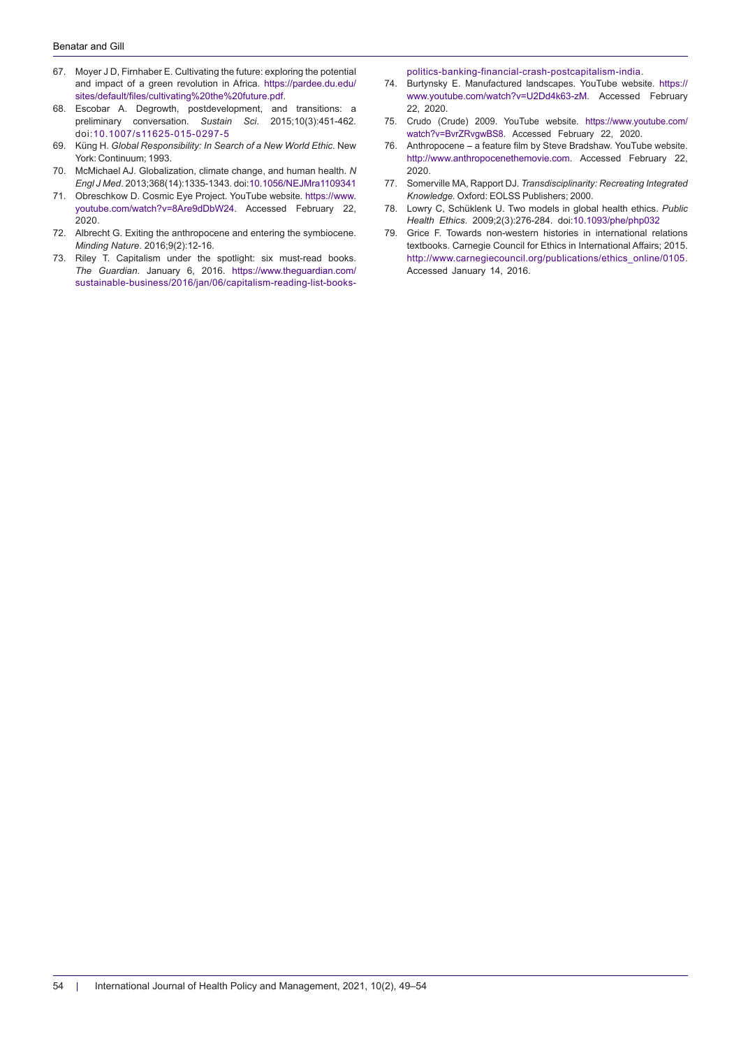67. Moyer J D, Firnhaber E. Cultivating the future: exploring the potential and impact of a green revolution in Africa. https://pardee.du.edu/sites/default/files/cultivating%20the%20future.pdf.
68. Escobar A. Degrowth, postdevelopment, and transitions: a preliminary conversation. *Sustain Sci*. 2015;10(3):451-462. doi:10.1007/s11625-015-0297-5
69. Küng H. *Global Responsibility: In Search of a New World Ethic*. New York: Continuum; 1993.
70. McMichael AJ. Globalization, climate change, and human health. *N Engl J Med*. 2013;368(14):1335-1343. doi:10.1056/NEJMra1109341
71. Obreschkow D. Cosmic Eye Project. YouTube website. https://www.youtube.com/watch?v=8Are9dDbW24. Accessed February 22, 2020.
72. Albrecht G. Exiting the anthropocene and entering the symbiocene. *Minding Nature*. 2016;9(2):12-16.
73. Riley T. Capitalism under the spotlight: six must-read books. *The Guardian*. January 6, 2016. https://www.theguardian.com/sustainable-business/2016/jan/06/capitalism-reading-list-books-politics-banking-financial-crash-postcapitalism-india.
74. Burtynsky E. Manufactured landscapes. YouTube website. https://www.youtube.com/watch?v=U2Dd4k63-zM. Accessed February 22, 2020.
75. Crudo (Crude) 2009. YouTube website. https://www.youtube.com/watch?v=BvrZRvgwBS8. Accessed February 22, 2020.
76. Anthropocene – a feature film by Steve Bradshaw. YouTube website. http://www.anthropocenethemovie.com. Accessed February 22, 2020.
77. Somerville MA, Rapport DJ. *Transdisciplinarity: Recreating Integrated Knowledge*. Oxford: EOLSS Publishers; 2000.
78. Lowry C, Schüklenk U. Two models in global health ethics. *Public Health Ethics*. 2009;2(3):276-284. doi:10.1093/phe/php032
79. Grice F. Towards non-western histories in international relations textbooks. Carnegie Council for Ethics in International Affairs; 2015. http://www.carnegiecouncil.org/publications/ethics_online/0105. Accessed January 14, 2016.